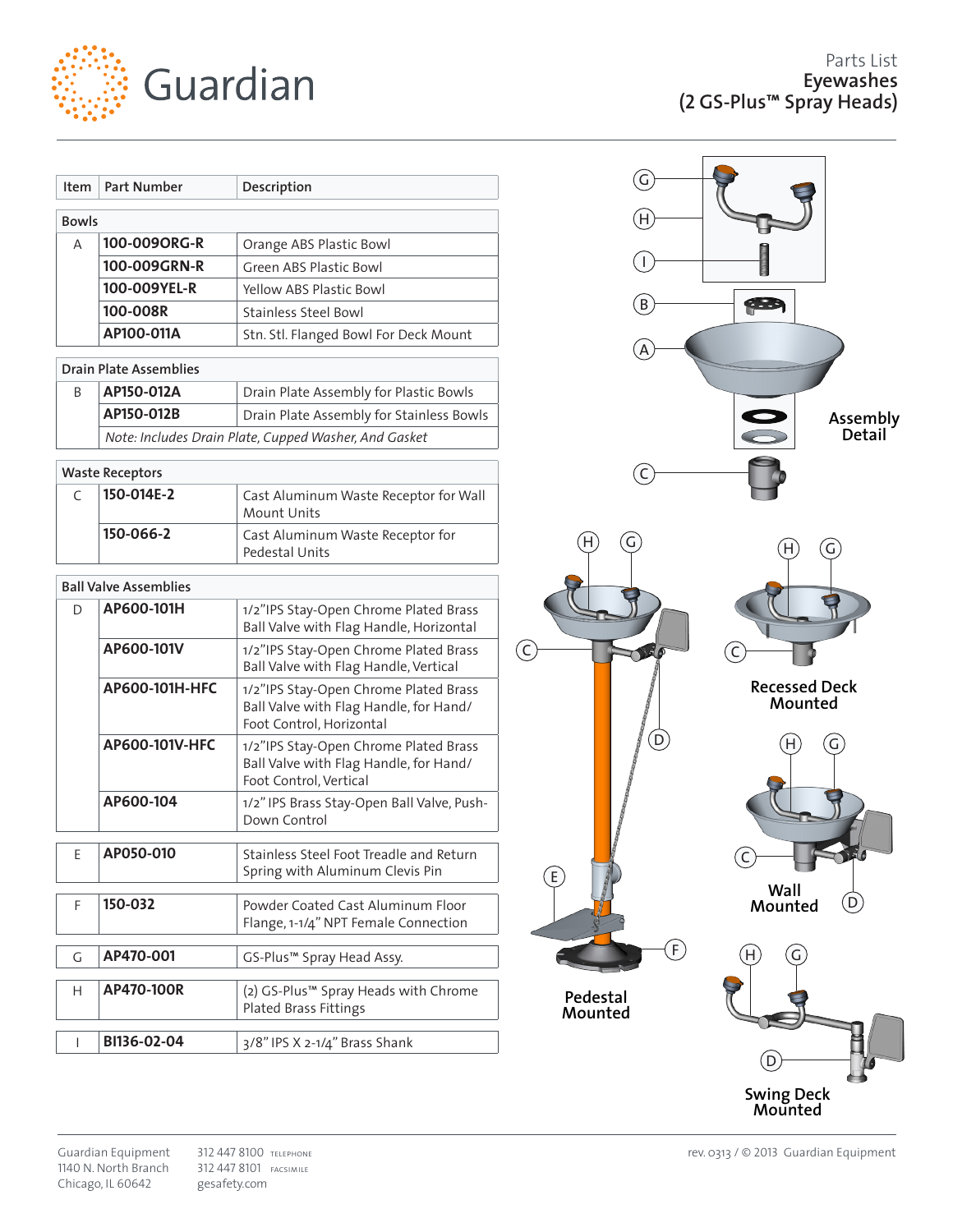# Guardian

## Parts List
## Eyewashes
## (2 GS-Plus™ Spray Heads)

| Item | Part Number | Description |
|---|---|---|
| **Bowls** | | |
| A | **100-009ORG-R** | Orange ABS Plastic Bowl |
| | **100-009GRN-R** | Green ABS Plastic Bowl |
| | **100-009YEL-R** | Yellow ABS Plastic Bowl |
| | **100-008R** | Stainless Steel Bowl |
| | **AP100-011A** | Stn. Stl. Flanged Bowl For Deck Mount |
| **Drain Plate Assemblies** | | |
| B | **AP150-012A** | Drain Plate Assembly for Plastic Bowls |
| | **AP150-012B** | Drain Plate Assembly for Stainless Bowls |
| | *Note: Includes Drain Plate, Cupped Washer, And Gasket* | |
| **Waste Receptors** | | |
| C | **150-014E-2** | Cast Aluminum Waste Receptor for Wall Mount Units |
| | **150-066-2** | Cast Aluminum Waste Receptor for Pedestal Units |
| **Ball Valve Assemblies** | | |
| D | **AP600-101H** | 1/2"IPS Stay-Open Chrome Plated Brass Ball Valve with Flag Handle, Horizontal |
| | **AP600-101V** | 1/2"IPS Stay-Open Chrome Plated Brass Ball Valve with Flag Handle, Vertical |
| | **AP600-101H-HFC** | 1/2"IPS Stay-Open Chrome Plated Brass Ball Valve with Flag Handle, for Hand/ Foot Control, Horizontal |
| | **AP600-101V-HFC** | 1/2"IPS Stay-Open Chrome Plated Brass Ball Valve with Flag Handle, for Hand/ Foot Control, Vertical |
| | **AP600-104** | 1/2" IPS Brass Stay-Open Ball Valve, Push-Down Control |
| E | **AP050-010** | Stainless Steel Foot Treadle and Return Spring with Aluminum Clevis Pin |
| F | **150-032** | Powder Coated Cast Aluminum Floor Flange, 1-1/4" NPT Female Connection |
| G | **AP470-001** | GS-Plus™ Spray Head Assy. |
| H | **AP470-100R** | (2) GS-Plus™ Spray Heads with Chrome Plated Brass Fittings |
| I | **BI136-02-04** | 3/8" IPS X 2-1/4" Brass Shank |

**Assembly Detail**

**Pedestal Mounted**

**Recessed Deck Mounted**

**Wall Mounted**

**Swing Deck Mounted**

Guardian Equipment
1140 N. North Branch
Chicago, IL 60642

312 447 8100 TELEPHONE
312 447 8101 FACSIMILE
gesafety.com

rev. 0313 / © 2013 Guardian Equipment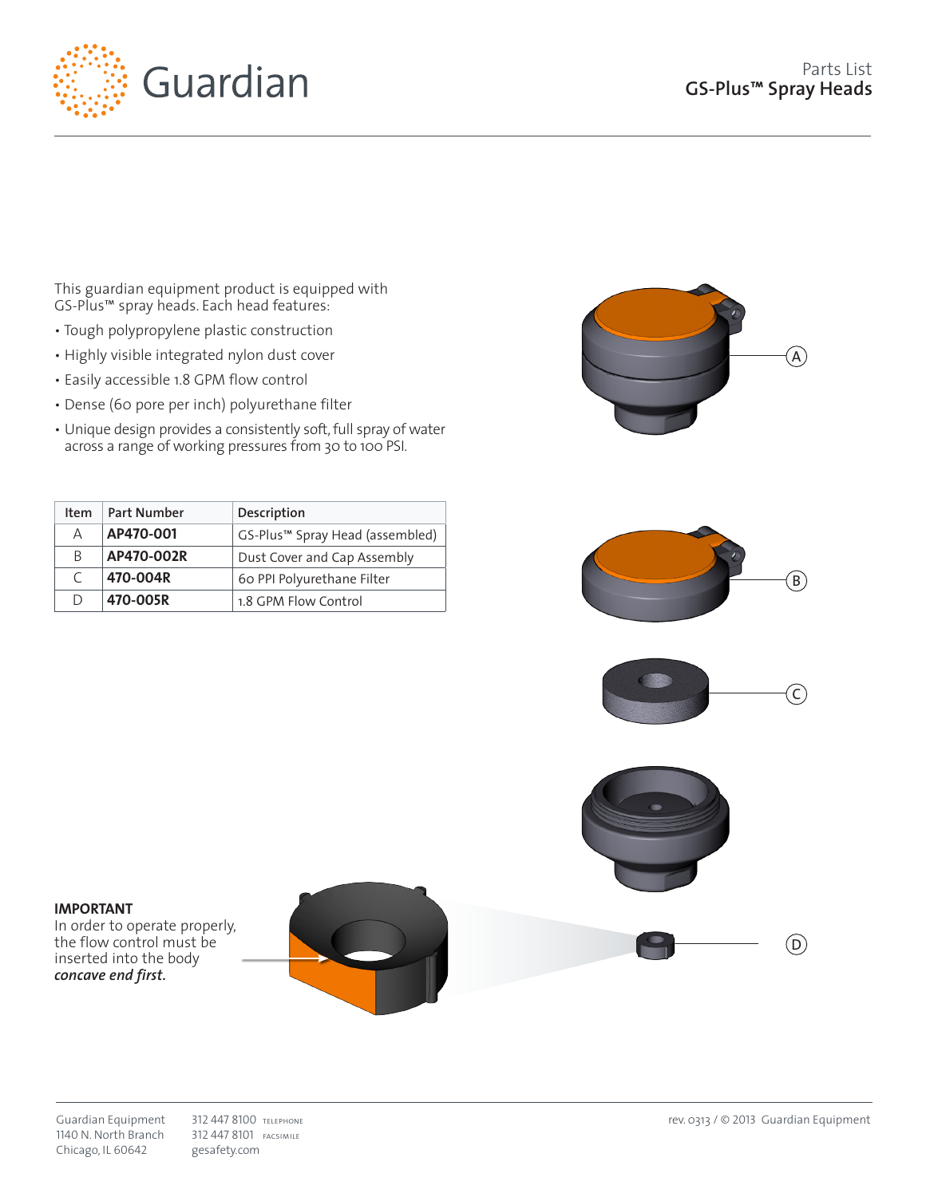# Guardian

Parts List
## GS-Plus™ Spray Heads

This guardian equipment product is equipped with GS-Plus™ spray heads. Each head features:

- Tough polypropylene plastic construction
- Highly visible integrated nylon dust cover
- Easily accessible 1.8 GPM flow control
- Dense (60 pore per inch) polyurethane filter
- Unique design provides a consistently soft, full spray of water across a range of working pressures from 30 to 100 PSI.

| Item | Part Number | Description |
|---|---|---|
| A | **AP470-001** | GS-Plus™ Spray Head (assembled) |
| B | **AP470-002R** | Dust Cover and Cap Assembly |
| C | **470-004R** | 60 PPI Polyurethane Filter |
| D | **470-005R** | 1.8 GPM Flow Control |

A

B

C

D

**IMPORTANT**
In order to operate properly, the flow control must be inserted into the body ***concave end first***.

Guardian Equipment
1140 N. North Branch
Chicago, IL 60642

312 447 8100 TELEPHONE
312 447 8101 FACSIMILE
gesafety.com

rev. 0313 / © 2013 Guardian Equipment